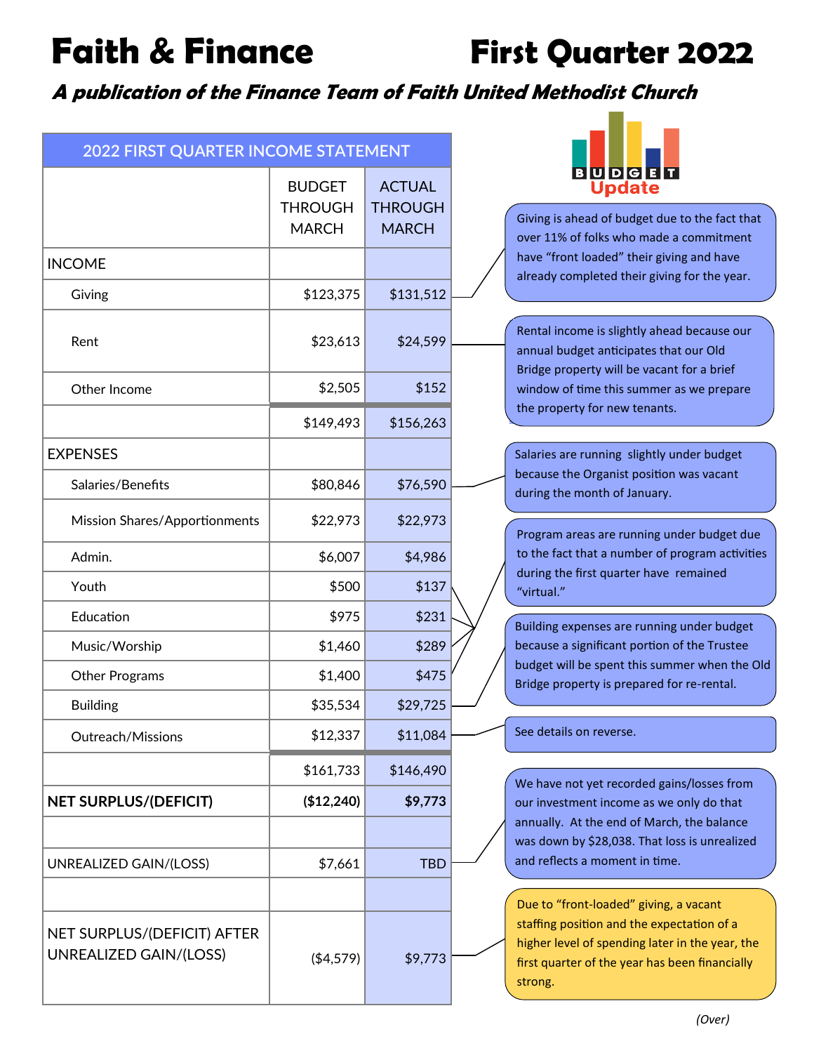# Faith & Finance — First Quarter 2022

***A publication of the Finance Team of Faith United Methodist Church***

| 2022 FIRST QUARTER INCOME STATEMENT | BUDGET THROUGH MARCH | ACTUAL THROUGH MARCH |
|---|---|---|
| INCOME | | |
| Giving | $123,375 | $131,512 |
| Rent | $23,613 | $24,599 |
| Other Income | $2,505 | $152 |
| | $149,493 | $156,263 |
| EXPENSES | | |
| Salaries/Benefits | $80,846 | $76,590 |
| Mission Shares/Apportionments | $22,973 | $22,973 |
| Admin. | $6,007 | $4,986 |
| Youth | $500 | $137 |
| Education | $975 | $231 |
| Music/Worship | $1,460 | $289 |
| Other Programs | $1,400 | $475 |
| Building | $35,534 | $29,725 |
| Outreach/Missions | $12,337 | $11,084 |
| | $161,733 | $146,490 |
| **NET SURPLUS/(DEFICIT)** | **($12,240)** | **$9,773** |
| | | |
| UNREALIZED GAIN/(LOSS) | $7,661 | TBD |
| | | |
| NET SURPLUS/(DEFICIT) AFTER UNREALIZED GAIN/(LOSS) | ($4,579) | $9,773 |

**BUDGET Update**

- **Giving:** Giving is ahead of budget due to the fact that over 11% of folks who made a commitment have "front loaded" their giving and have already completed their giving for the year.
- **Rent:** Rental income is slightly ahead because our annual budget anticipates that our Old Bridge property will be vacant for a brief window of time this summer as we prepare the property for new tenants.
- **Salaries/Benefits:** Salaries are running slightly under budget because the Organist position was vacant during the month of January.
- **Youth, Education, Music/Worship, Other Programs:** Program areas are running under budget due to the fact that a number of program activities during the first quarter have remained "virtual."
- **Building:** Building expenses are running under budget because a significant portion of the Trustee budget will be spent this summer when the Old Bridge property is prepared for re-rental.
- **Outreach/Missions:** See details on reverse.
- **Unrealized Gain/(Loss):** We have not yet recorded gains/losses from our investment income as we only do that annually. At the end of March, the balance was down by $28,038. That loss is unrealized and reflects a moment in time.
- **Net Surplus/(Deficit) after Unrealized Gain/(Loss):** Due to "front-loaded" giving, a vacant staffing position and the expectation of a higher level of spending later in the year, the first quarter of the year has been financially strong.

*(Over)*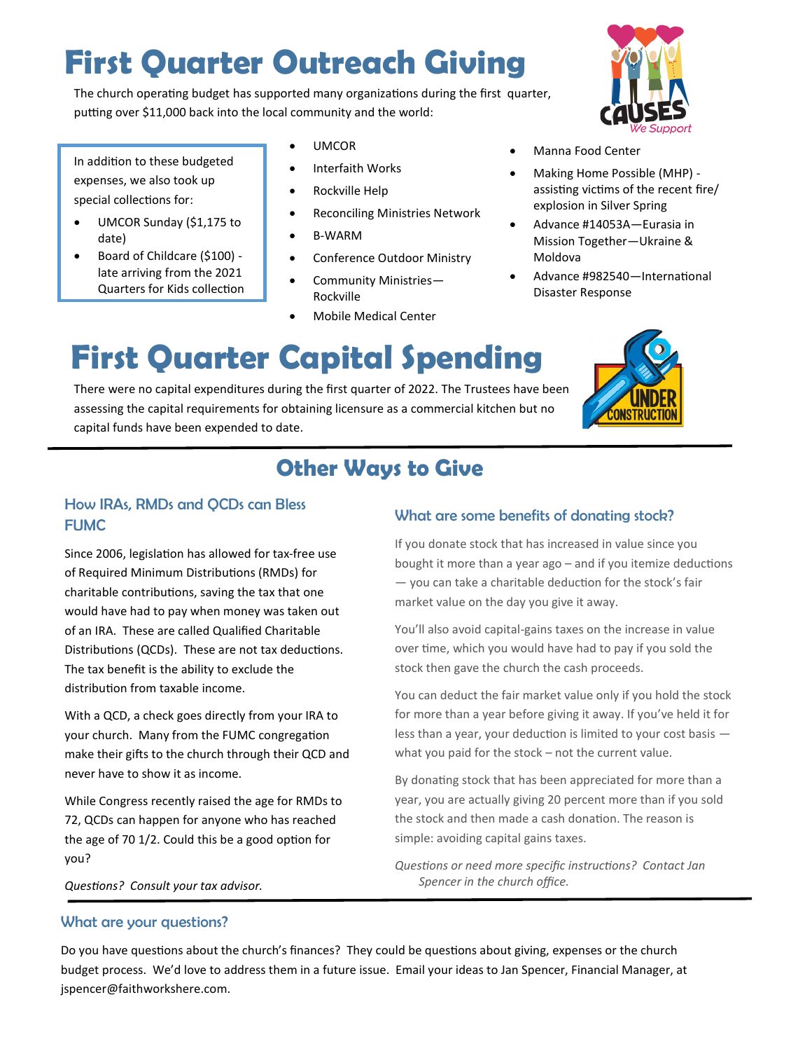# First Quarter Outreach Giving

The church operating budget has supported many organizations during the first quarter, putting over $11,000 back into the local community and the world:

In addition to these budgeted expenses, we also took up special collections for:

- UMCOR Sunday ($1,175 to date)
- Board of Childcare ($100) - late arriving from the 2021 Quarters for Kids collection

- UMCOR
- Interfaith Works
- Rockville Help
- Reconciling Ministries Network
- B-WARM
- Conference Outdoor Ministry
- Community Ministries—Rockville
- Mobile Medical Center
- Manna Food Center
- Making Home Possible (MHP) - assisting victims of the recent fire/ explosion in Silver Spring
- Advance #14053A—Eurasia in Mission Together—Ukraine & Moldova
- Advance #982540—International Disaster Response

# First Quarter Capital Spending

There were no capital expenditures during the first quarter of 2022. The Trustees have been assessing the capital requirements for obtaining licensure as a commercial kitchen but no capital funds have been expended to date.

## Other Ways to Give

### How IRAs, RMDs and QCDs can Bless FUMC

Since 2006, legislation has allowed for tax-free use of Required Minimum Distributions (RMDs) for charitable contributions, saving the tax that one would have had to pay when money was taken out of an IRA. These are called Qualified Charitable Distributions (QCDs). These are not tax deductions. The tax benefit is the ability to exclude the distribution from taxable income.

With a QCD, a check goes directly from your IRA to your church. Many from the FUMC congregation make their gifts to the church through their QCD and never have to show it as income.

While Congress recently raised the age for RMDs to 72, QCDs can happen for anyone who has reached the age of 70 1/2. Could this be a good option for you?

*Questions? Consult your tax advisor.*

### What are some benefits of donating stock?

If you donate stock that has increased in value since you bought it more than a year ago – and if you itemize deductions — you can take a charitable deduction for the stock's fair market value on the day you give it away.

You'll also avoid capital-gains taxes on the increase in value over time, which you would have had to pay if you sold the stock then gave the church the cash proceeds.

You can deduct the fair market value only if you hold the stock for more than a year before giving it away. If you've held it for less than a year, your deduction is limited to your cost basis — what you paid for the stock – not the current value.

By donating stock that has been appreciated for more than a year, you are actually giving 20 percent more than if you sold the stock and then made a cash donation. The reason is simple: avoiding capital gains taxes.

*Questions or need more specific instructions? Contact Jan Spencer in the church office.*

### What are your questions?

Do you have questions about the church's finances? They could be questions about giving, expenses or the church budget process. We'd love to address them in a future issue. Email your ideas to Jan Spencer, Financial Manager, at jspencer@faithworkshere.com.